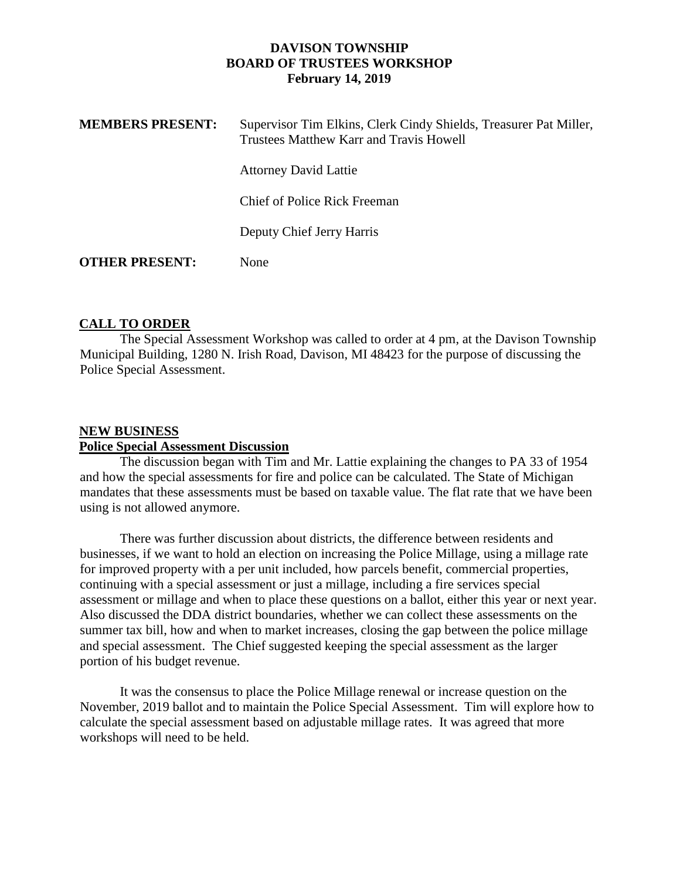# DAVISON TOWNSHIP
## BOARD OF TRUSTEES WORKSHOP
### February 14, 2019

**MEMBERS PRESENT:** Supervisor Tim Elkins, Clerk Cindy Shields, Treasurer Pat Miller, Trustees Matthew Karr and Travis Howell

Attorney David Lattie

Chief of Police Rick Freeman

Deputy Chief Jerry Harris

**OTHER PRESENT:** None

**CALL TO ORDER**

The Special Assessment Workshop was called to order at 4 pm, at the Davison Township Municipal Building, 1280 N. Irish Road, Davison, MI 48423 for the purpose of discussing the Police Special Assessment.

**NEW BUSINESS**

**Police Special Assessment Discussion**

The discussion began with Tim and Mr. Lattie explaining the changes to PA 33 of 1954 and how the special assessments for fire and police can be calculated. The State of Michigan mandates that these assessments must be based on taxable value. The flat rate that we have been using is not allowed anymore.

There was further discussion about districts, the difference between residents and businesses, if we want to hold an election on increasing the Police Millage, using a millage rate for improved property with a per unit included, how parcels benefit, commercial properties, continuing with a special assessment or just a millage, including a fire services special assessment or millage and when to place these questions on a ballot, either this year or next year. Also discussed the DDA district boundaries, whether we can collect these assessments on the summer tax bill, how and when to market increases, closing the gap between the police millage and special assessment. The Chief suggested keeping the special assessment as the larger portion of his budget revenue.

It was the consensus to place the Police Millage renewal or increase question on the November, 2019 ballot and to maintain the Police Special Assessment. Tim will explore how to calculate the special assessment based on adjustable millage rates. It was agreed that more workshops will need to be held.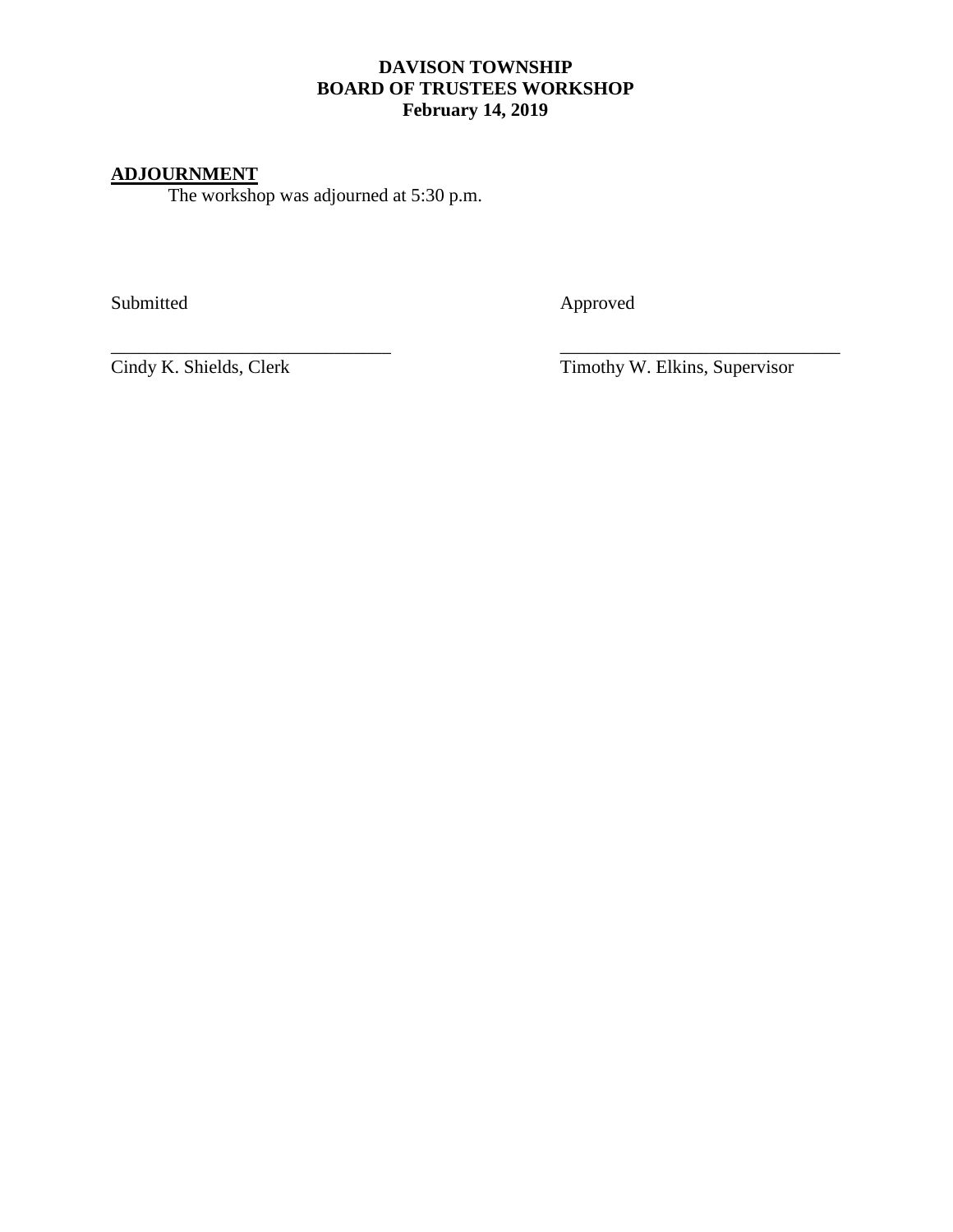**DAVISON TOWNSHIP**
**BOARD OF TRUSTEES WORKSHOP**
**February 14, 2019**

**ADJOURNMENT**

The workshop was adjourned at 5:30 p.m.

| | |
|---|---|
| Submitted | Approved |
| _______________________________ | _______________________________ |
| Cindy K. Shields, Clerk | Timothy W. Elkins, Supervisor |